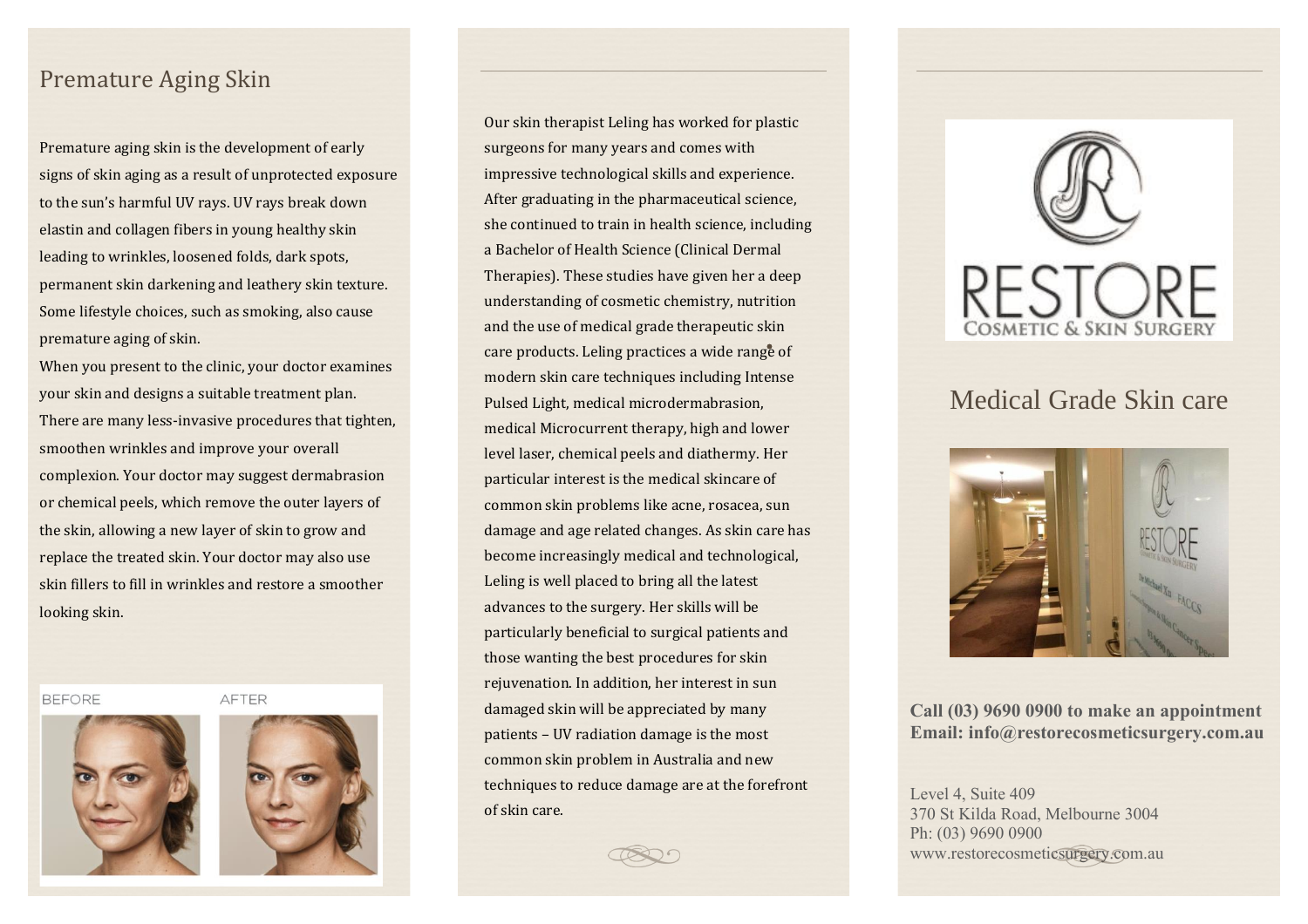## Premature Aging Skin

Premature aging skin is the development of early signs of skin aging as a result of unprotected exposure to the sun's harmful UV rays. UV rays break down elastin and collagen fibers in young healthy skin leading to wrinkles, loosened folds, dark spots, permanent skin darkening and leathery skin texture. Some lifestyle choices, such as smoking, also cause premature aging of skin.

When you present to the clinic, your doctor examines your skin and designs a suitable treatment plan. There are many less-invasive procedures that tighten, smoothen wrinkles and improve your overall complexion. Your doctor may suggest dermabrasion or chemical peels, which remove the outer layers of the skin, allowing a new layer of skin to grow and replace the treated skin. Your doctor may also use skin fillers to fill in wrinkles and restore a smoother looking skin.

BEFORE AFTER

Our skin therapist Leling has worked for plastic surgeons for many years and comes with impressive technological skills and experience. After graduating in the pharmaceutical science, she continued to train in health science, including a Bachelor of Health Science (Clinical Dermal Therapies). These studies have given her a deep understanding of cosmetic chemistry, nutrition and the use of medical grade therapeutic skin care products. Leling practices a wide range of modern skin care techniques including Intense Pulsed Light, medical microdermabrasion, medical Microcurrent therapy, high and lower level laser, chemical peels and diathermy. Her particular interest is the medical skincare of common skin problems like acne, rosacea, sun damage and age related changes. As skin care has become increasingly medical and technological, Leling is well placed to bring all the latest advances to the surgery. Her skills will be particularly beneficial to surgical patients and those wanting the best procedures for skin rejuvenation. In addition, her interest in sun damaged skin will be appreciated by many patients – UV radiation damage is the most common skin problem in Australia and new techniques to reduce damage are at the forefront of skin care.

RESTORE
COSMETIC & SKIN SURGERY

## Medical Grade Skin care

**Call (03) 9690 0900 to make an appointment**
**Email: info@restorecosmeticsurgery.com.au**

Level 4, Suite 409
370 St Kilda Road, Melbourne 3004
Ph: (03) 9690 0900
www.restorecosmeticsurgery.com.au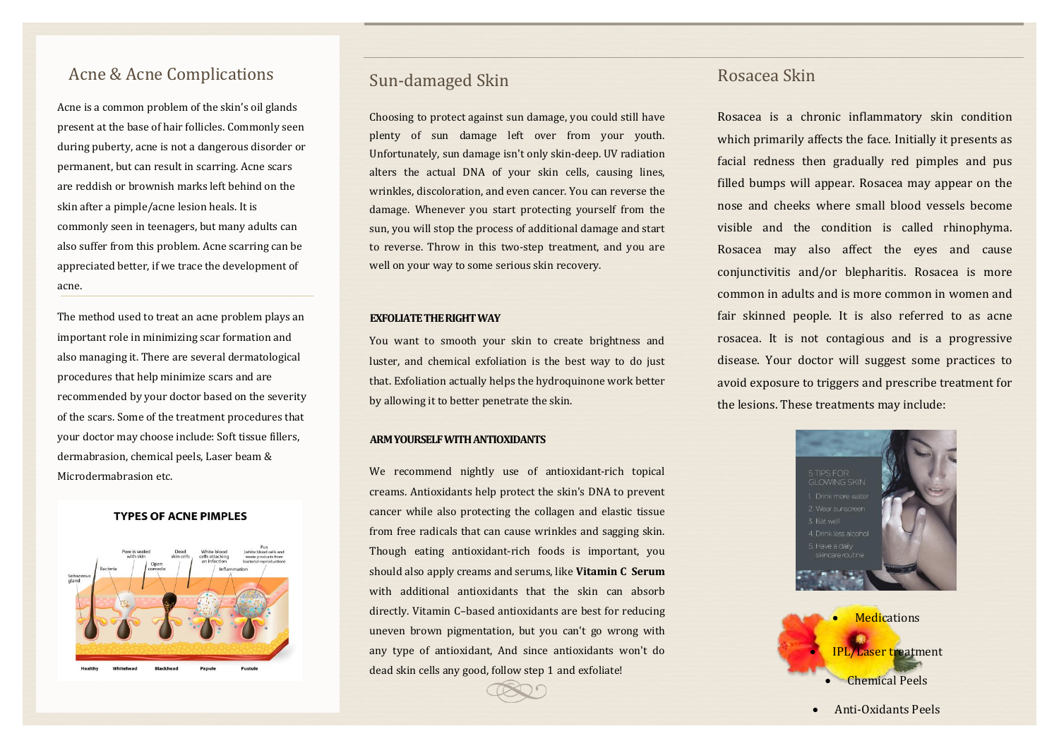## Acne & Acne Complications

Acne is a common problem of the skin's oil glands present at the base of hair follicles. Commonly seen during puberty, acne is not a dangerous disorder or permanent, but can result in scarring. Acne scars are reddish or brownish marks left behind on the skin after a pimple/acne lesion heals. It is commonly seen in teenagers, but many adults can also suffer from this problem. Acne scarring can be appreciated better, if we trace the development of acne.

The method used to treat an acne problem plays an important role in minimizing scar formation and also managing it. There are several dermatological procedures that help minimize scars and are recommended by your doctor based on the severity of the scars. Some of the treatment procedures that your doctor may choose include: Soft tissue fillers, dermabrasion, chemical peels, Laser beam & Microdermabrasion etc.

TYPES OF ACNE PIMPLES

Sebaceous gland
Bacteria
Pore is sealed with skin
Open comedo
Dead skin cells
White blood cells attacking an infection
Inflammation
Pus (white blood cells and waste products from bacterial reproduction)
Healthy
Whitehead
Blackhead
Papule
Pustule

## Sun-damaged Skin

Choosing to protect against sun damage, you could still have plenty of sun damage left over from your youth. Unfortunately, sun damage isn't only skin-deep. UV radiation alters the actual DNA of your skin cells, causing lines, wrinkles, discoloration, and even cancer. You can reverse the damage. Whenever you start protecting yourself from the sun, you will stop the process of additional damage and start to reverse. Throw in this two-step treatment, and you are well on your way to some serious skin recovery.

**EXFOLIATE THE RIGHT WAY**

You want to smooth your skin to create brightness and luster, and chemical exfoliation is the best way to do just that. Exfoliation actually helps the hydroquinone work better by allowing it to better penetrate the skin.

**ARM YOURSELF WITH ANTIOXIDANTS**

We recommend nightly use of antioxidant-rich topical creams. Antioxidants help protect the skin's DNA to prevent cancer while also protecting the collagen and elastic tissue from free radicals that can cause wrinkles and sagging skin. Though eating antioxidant-rich foods is important, you should also apply creams and serums, like **Vitamin C Serum** with additional antioxidants that the skin can absorb directly. Vitamin C–based antioxidants are best for reducing uneven brown pigmentation, but you can't go wrong with any type of antioxidant, And since antioxidants won't do dead skin cells any good, follow step 1 and exfoliate!

## Rosacea Skin

Rosacea is a chronic inflammatory skin condition which primarily affects the face. Initially it presents as facial redness then gradually red pimples and pus filled bumps will appear. Rosacea may appear on the nose and cheeks where small blood vessels become visible and the condition is called rhinophyma. Rosacea may also affect the eyes and cause conjunctivitis and/or blepharitis. Rosacea is more common in adults and is more common in women and fair skinned people. It is also referred to as acne rosacea. It is not contagious and is a progressive disease. Your doctor will suggest some practices to avoid exposure to triggers and prescribe treatment for the lesions. These treatments may include:

5 TIPS FOR GLOWING SKIN
1. Drink more water
2. Wear sunscreen
3. Eat well
4. Drink less alcohol
5. Have a daily skincare routine

- Medications
- IPL/Laser treatment
- Chemical Peels
- Anti-Oxidants Peels